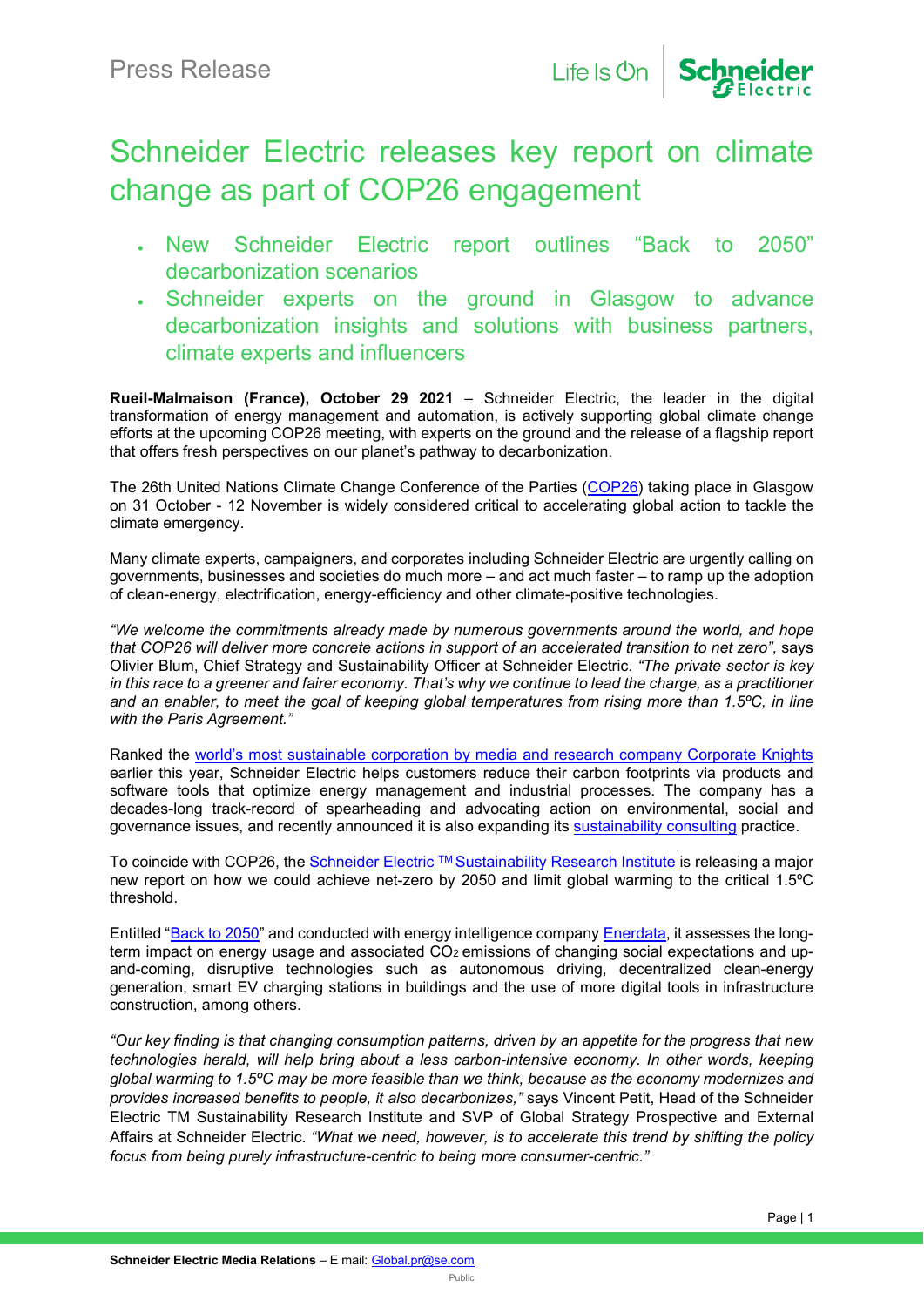Press Release

# Schneider Electric releases key report on climate change as part of COP26 engagement

- New Schneider Electric report outlines "Back to 2050" decarbonization scenarios
- Schneider experts on the ground in Glasgow to advance decarbonization insights and solutions with business partners, climate experts and influencers

**Rueil-Malmaison (France), October 29 2021** – Schneider Electric, the leader in the digital transformation of energy management and automation, is actively supporting global climate change efforts at the upcoming COP26 meeting, with experts on the ground and the release of a flagship report that offers fresh perspectives on our planet's pathway to decarbonization.

The 26th United Nations Climate Change Conference of the Parties (COP26) taking place in Glasgow on 31 October - 12 November is widely considered critical to accelerating global action to tackle the climate emergency.

Many climate experts, campaigners, and corporates including Schneider Electric are urgently calling on governments, businesses and societies do much more – and act much faster – to ramp up the adoption of clean-energy, electrification, energy-efficiency and other climate-positive technologies.

*"We welcome the commitments already made by numerous governments around the world, and hope that COP26 will deliver more concrete actions in support of an accelerated transition to net zero",* says Olivier Blum, Chief Strategy and Sustainability Officer at Schneider Electric. *"The private sector is key in this race to a greener and fairer economy. That's why we continue to lead the charge, as a practitioner and an enabler, to meet the goal of keeping global temperatures from rising more than 1.5ºC, in line with the Paris Agreement."*

Ranked the world's most sustainable corporation by media and research company Corporate Knights earlier this year, Schneider Electric helps customers reduce their carbon footprints via products and software tools that optimize energy management and industrial processes. The company has a decades-long track-record of spearheading and advocating action on environmental, social and governance issues, and recently announced it is also expanding its sustainability consulting practice.

To coincide with COP26, the Schneider Electric ™ Sustainability Research Institute is releasing a major new report on how we could achieve net-zero by 2050 and limit global warming to the critical 1.5ºC threshold.

Entitled "Back to 2050" and conducted with energy intelligence company Enerdata, it assesses the long-term impact on energy usage and associated $CO_2$ emissions of changing social expectations and up-and-coming, disruptive technologies such as autonomous driving, decentralized clean-energy generation, smart EV charging stations in buildings and the use of more digital tools in infrastructure construction, among others.

*"Our key finding is that changing consumption patterns, driven by an appetite for the progress that new technologies herald, will help bring about a less carbon-intensive economy. In other words, keeping global warming to 1.5ºC may be more feasible than we think, because as the economy modernizes and provides increased benefits to people, it also decarbonizes,"* says Vincent Petit, Head of the Schneider Electric TM Sustainability Research Institute and SVP of Global Strategy Prospective and External Affairs at Schneider Electric. *"What we need, however, is to accelerate this trend by shifting the policy focus from being purely infrastructure-centric to being more consumer-centric."*

**Schneider Electric Media Relations** – E mail: Global.pr@se.com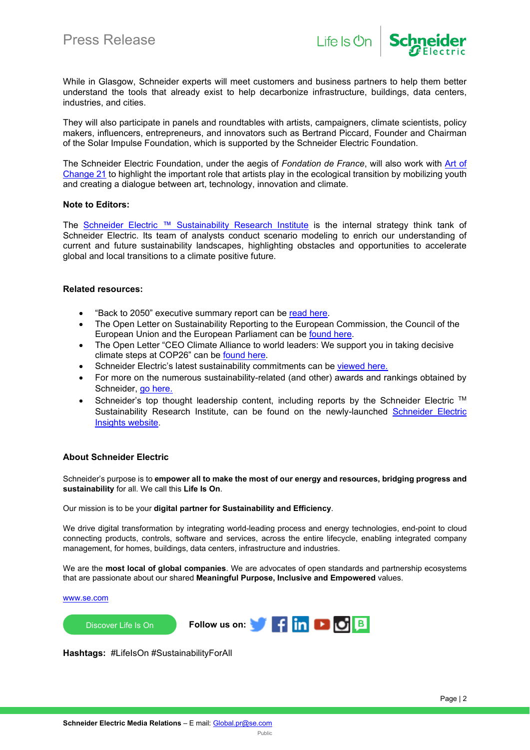While in Glasgow, Schneider experts will meet customers and business partners to help them better understand the tools that already exist to help decarbonize infrastructure, buildings, data centers, industries, and cities.

They will also participate in panels and roundtables with artists, campaigners, climate scientists, policy makers, influencers, entrepreneurs, and innovators such as Bertrand Piccard, Founder and Chairman of the Solar Impulse Foundation, which is supported by the Schneider Electric Foundation.

The Schneider Electric Foundation, under the aegis of *Fondation de France*, will also work with Art of Change 21 to highlight the important role that artists play in the ecological transition by mobilizing youth and creating a dialogue between art, technology, innovation and climate.

**Note to Editors:**

The Schneider Electric ™ Sustainability Research Institute is the internal strategy think tank of Schneider Electric. Its team of analysts conduct scenario modeling to enrich our understanding of current and future sustainability landscapes, highlighting obstacles and opportunities to accelerate global and local transitions to a climate positive future.

**Related resources:**

- "Back to 2050" executive summary report can be read here.
- The Open Letter on Sustainability Reporting to the European Commission, the Council of the European Union and the European Parliament can be found here.
- The Open Letter "CEO Climate Alliance to world leaders: We support you in taking decisive climate steps at COP26" can be found here.
- Schneider Electric's latest sustainability commitments can be viewed here.
- For more on the numerous sustainability-related (and other) awards and rankings obtained by Schneider, go here.
- Schneider's top thought leadership content, including reports by the Schneider Electric ™ Sustainability Research Institute, can be found on the newly-launched Schneider Electric Insights website.

**About Schneider Electric**

Schneider's purpose is to **empower all to make the most of our energy and resources, bridging progress and sustainability** for all. We call this **Life Is On**.

Our mission is to be your **digital partner for Sustainability and Efficiency**.

We drive digital transformation by integrating world-leading process and energy technologies, end-point to cloud connecting products, controls, software and services, across the entire lifecycle, enabling integrated company management, for homes, buildings, data centers, infrastructure and industries.

We are the **most local of global companies**. We are advocates of open standards and partnership ecosystems that are passionate about our shared **Meaningful Purpose, Inclusive and Empowered** values.

www.se.com

Discover Life Is On

**Follow us on:**

**Hashtags:** #LifeIsOn #SustainabilityForAll

**Schneider Electric Media Relations** – E mail: Global.pr@se.com